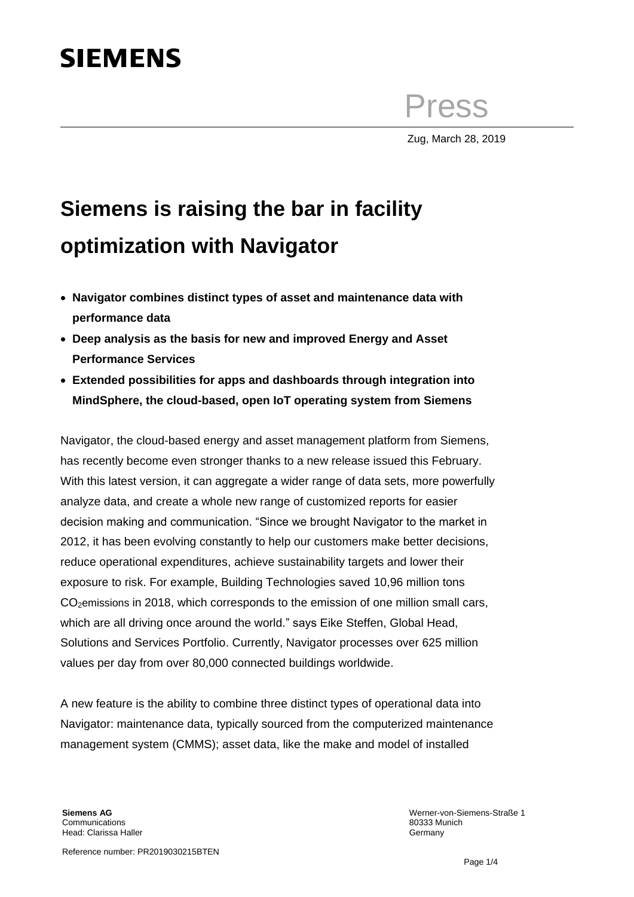SIEMENS

Press

Zug, March 28, 2019

# Siemens is raising the bar in facility optimization with Navigator

- **Navigator combines distinct types of asset and maintenance data with performance data**
- **Deep analysis as the basis for new and improved Energy and Asset Performance Services**
- **Extended possibilities for apps and dashboards through integration into MindSphere, the cloud-based, open IoT operating system from Siemens**

Navigator, the cloud-based energy and asset management platform from Siemens, has recently become even stronger thanks to a new release issued this February. With this latest version, it can aggregate a wider range of data sets, more powerfully analyze data, and create a whole new range of customized reports for easier decision making and communication. "Since we brought Navigator to the market in 2012, it has been evolving constantly to help our customers make better decisions, reduce operational expenditures, achieve sustainability targets and lower their exposure to risk. For example, Building Technologies saved 10,96 million tons $CO_2$emissions in 2018, which corresponds to the emission of one million small cars, which are all driving once around the world." says Eike Steffen, Global Head, Solutions and Services Portfolio. Currently, Navigator processes over 625 million values per day from over 80,000 connected buildings worldwide.

A new feature is the ability to combine three distinct types of operational data into Navigator: maintenance data, typically sourced from the computerized maintenance management system (CMMS); asset data, like the make and model of installed

**Siemens AG**
Communications
Head: Clarissa Haller

Werner-von-Siemens-Straße 1
80333 Munich
Germany

Reference number: PR2019030215BTEN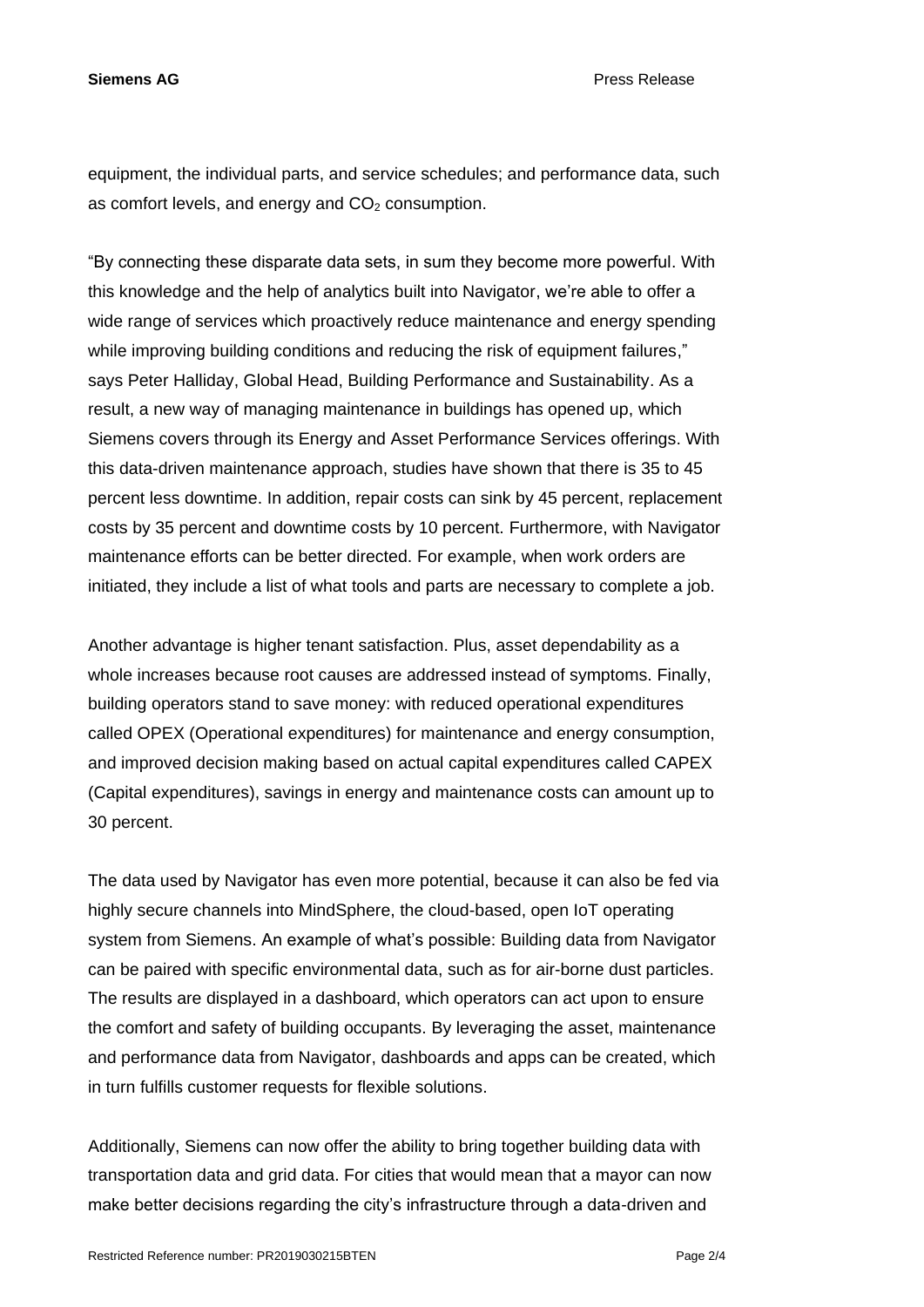equipment, the individual parts, and service schedules; and performance data, such as comfort levels, and energy and $CO_2$ consumption.

“By connecting these disparate data sets, in sum they become more powerful. With this knowledge and the help of analytics built into Navigator, we’re able to offer a wide range of services which proactively reduce maintenance and energy spending while improving building conditions and reducing the risk of equipment failures,” says Peter Halliday, Global Head, Building Performance and Sustainability. As a result, a new way of managing maintenance in buildings has opened up, which Siemens covers through its Energy and Asset Performance Services offerings. With this data-driven maintenance approach, studies have shown that there is 35 to 45 percent less downtime. In addition, repair costs can sink by 45 percent, replacement costs by 35 percent and downtime costs by 10 percent. Furthermore, with Navigator maintenance efforts can be better directed. For example, when work orders are initiated, they include a list of what tools and parts are necessary to complete a job.

Another advantage is higher tenant satisfaction. Plus, asset dependability as a whole increases because root causes are addressed instead of symptoms. Finally, building operators stand to save money: with reduced operational expenditures called OPEX (Operational expenditures) for maintenance and energy consumption, and improved decision making based on actual capital expenditures called CAPEX (Capital expenditures), savings in energy and maintenance costs can amount up to 30 percent.

The data used by Navigator has even more potential, because it can also be fed via highly secure channels into MindSphere, the cloud-based, open IoT operating system from Siemens. An example of what’s possible: Building data from Navigator can be paired with specific environmental data, such as for air-borne dust particles. The results are displayed in a dashboard, which operators can act upon to ensure the comfort and safety of building occupants. By leveraging the asset, maintenance and performance data from Navigator, dashboards and apps can be created, which in turn fulfills customer requests for flexible solutions.

Additionally, Siemens can now offer the ability to bring together building data with transportation data and grid data. For cities that would mean that a mayor can now make better decisions regarding the city’s infrastructure through a data-driven and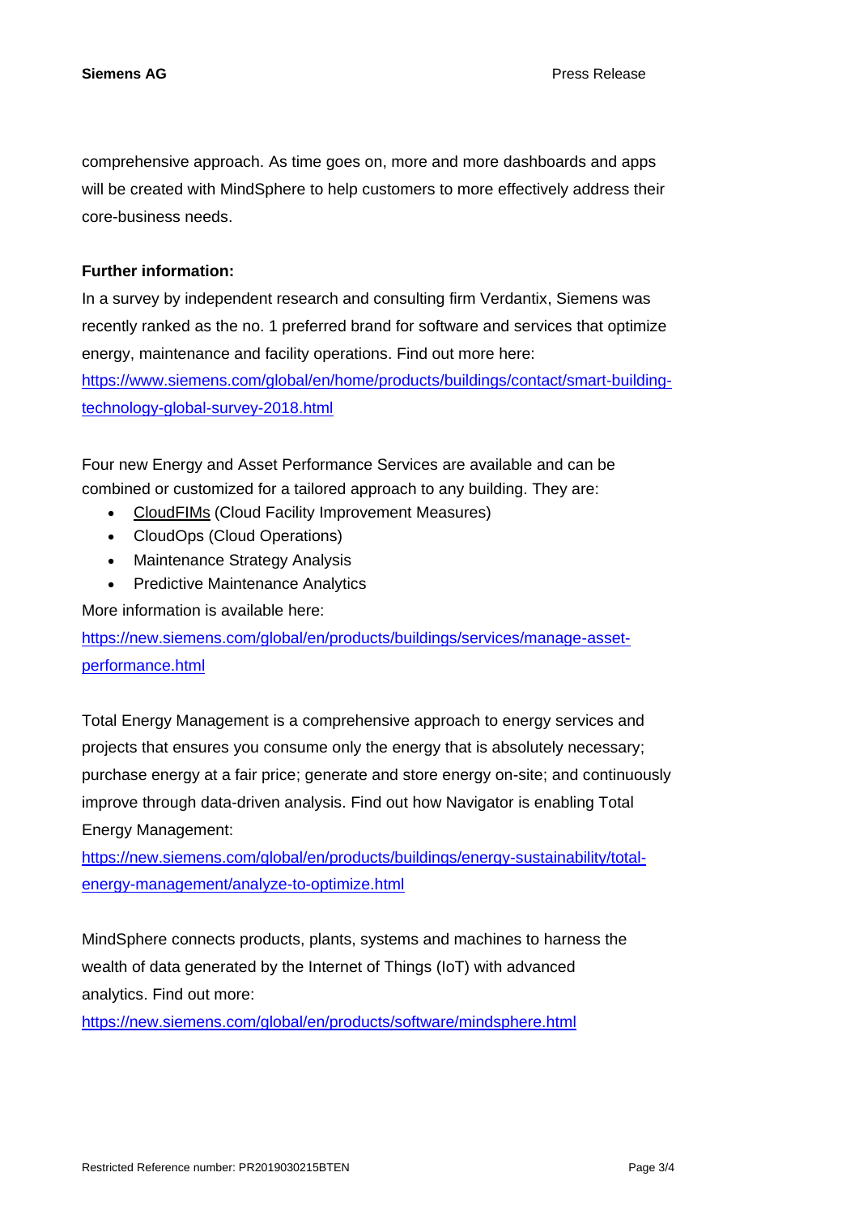comprehensive approach. As time goes on, more and more dashboards and apps will be created with MindSphere to help customers to more effectively address their core-business needs.

**Further information:**

In a survey by independent research and consulting firm Verdantix, Siemens was recently ranked as the no. 1 preferred brand for software and services that optimize energy, maintenance and facility operations. Find out more here: https://www.siemens.com/global/en/home/products/buildings/contact/smart-building-technology-global-survey-2018.html

Four new Energy and Asset Performance Services are available and can be combined or customized for a tailored approach to any building. They are:

- CloudFIMs (Cloud Facility Improvement Measures)
- CloudOps (Cloud Operations)
- Maintenance Strategy Analysis
- Predictive Maintenance Analytics

More information is available here:
https://new.siemens.com/global/en/products/buildings/services/manage-asset-performance.html

Total Energy Management is a comprehensive approach to energy services and projects that ensures you consume only the energy that is absolutely necessary; purchase energy at a fair price; generate and store energy on-site; and continuously improve through data-driven analysis. Find out how Navigator is enabling Total Energy Management:
https://new.siemens.com/global/en/products/buildings/energy-sustainability/total-energy-management/analyze-to-optimize.html

MindSphere connects products, plants, systems and machines to harness the wealth of data generated by the Internet of Things (IoT) with advanced analytics. Find out more:
https://new.siemens.com/global/en/products/software/mindsphere.html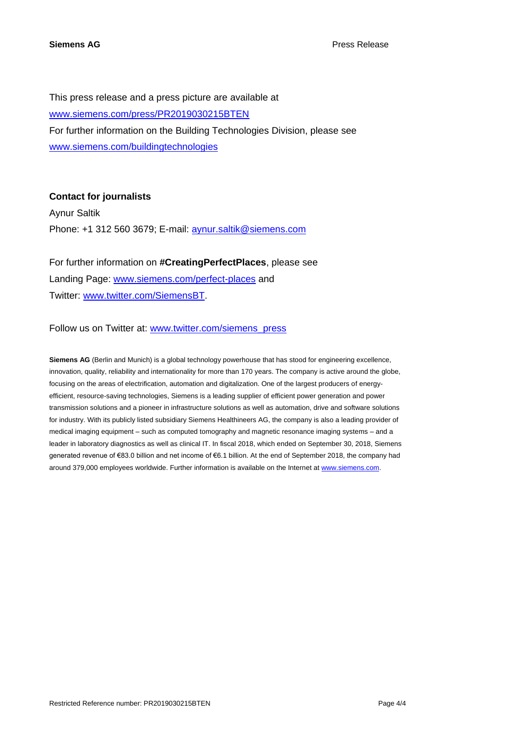This press release and a press picture are available at
www.siemens.com/press/PR2019030215BTEN
For further information on the Building Technologies Division, please see
www.siemens.com/buildingtechnologies

**Contact for journalists**
Aynur Saltik
Phone: +1 312 560 3679; E-mail: aynur.saltik@siemens.com

For further information on **#CreatingPerfectPlaces**, please see
Landing Page: www.siemens.com/perfect-places and
Twitter: www.twitter.com/SiemensBT.

Follow us on Twitter at: www.twitter.com/siemens_press

**Siemens AG** (Berlin and Munich) is a global technology powerhouse that has stood for engineering excellence, innovation, quality, reliability and internationality for more than 170 years. The company is active around the globe, focusing on the areas of electrification, automation and digitalization. One of the largest producers of energy-efficient, resource-saving technologies, Siemens is a leading supplier of efficient power generation and power transmission solutions and a pioneer in infrastructure solutions as well as automation, drive and software solutions for industry. With its publicly listed subsidiary Siemens Healthineers AG, the company is also a leading provider of medical imaging equipment – such as computed tomography and magnetic resonance imaging systems – and a leader in laboratory diagnostics as well as clinical IT. In fiscal 2018, which ended on September 30, 2018, Siemens generated revenue of €83.0 billion and net income of €6.1 billion. At the end of September 2018, the company had around 379,000 employees worldwide. Further information is available on the Internet at www.siemens.com.